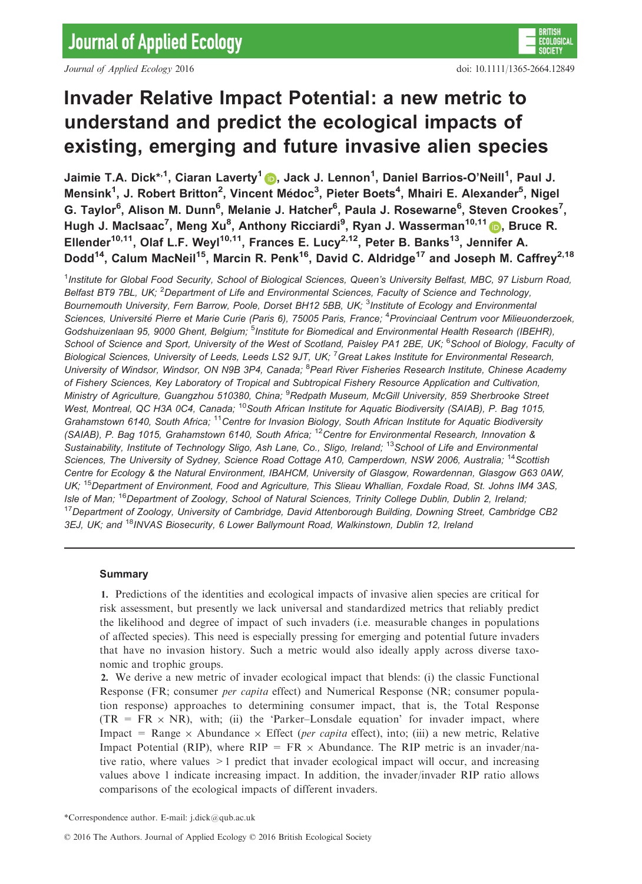# Invader Relative Impact Potential: a new metric to understand and predict the ecological impacts of existing, emerging and future invasive alien species

Jaimie T.A. Dick*[,1], Ciaran Laverty[1], Jack J. Lennon[1], Daniel Barrios-O'Neill[1], Paul J. Mensink[1], J. Robert Britton[2], Vincent Médoc[3], Pieter Boets[4], Mhairi E. Alexander[5], Nigel G. Taylor[6], Alison M. Dunn[6], Melanie J. Hatcher[6], Paula J. Rosewarne[6], Steven Crookes[7], Hugh J. MacIsaac[7], Meng Xu[8], Anthony Ricciardi[9], Ryan J. Wasserman[10,11], Bruce R. Ellender[10,11], Olaf L.F. Weyl[10,11], Frances E. Lucy[2,12], Peter B. Banks[13], Jennifer A. Dodd[14], Calum MacNeil[15], Marcin R. Penk[16], David C. Aldridge[17] and Joseph M. Caffrey[2,18]

[1]Institute for Global Food Security, School of Biological Sciences, Queen's University Belfast, MBC, 97 Lisburn Road, Belfast BT9 7BL, UK; [2]Department of Life and Environmental Sciences, Faculty of Science and Technology, Bournemouth University, Fern Barrow, Poole, Dorset BH12 5BB, UK; [3]Institute of Ecology and Environmental Sciences, Université Pierre et Marie Curie (Paris 6), 75005 Paris, France; [4]Provinciaal Centrum voor Milieuonderzoek, Godshuizenlaan 95, 9000 Ghent, Belgium; [5]Institute for Biomedical and Environmental Health Research (IBEHR), School of Science and Sport, University of the West of Scotland, Paisley PA1 2BE, UK; [6]School of Biology, Faculty of Biological Sciences, University of Leeds, Leeds LS2 9JT, UK; [7]Great Lakes Institute for Environmental Research, University of Windsor, Windsor, ON N9B 3P4, Canada; [8]Pearl River Fisheries Research Institute, Chinese Academy of Fishery Sciences, Key Laboratory of Tropical and Subtropical Fishery Resource Application and Cultivation, Ministry of Agriculture, Guangzhou 510380, China; [9]Redpath Museum, McGill University, 859 Sherbrooke Street West, Montreal, QC H3A 0C4, Canada; [10]South African Institute for Aquatic Biodiversity (SAIAB), P. Bag 1015, Grahamstown 6140, South Africa; [11]Centre for Invasion Biology, South African Institute for Aquatic Biodiversity (SAIAB), P. Bag 1015, Grahamstown 6140, South Africa; [12]Centre for Environmental Research, Innovation & Sustainability, Institute of Technology Sligo, Ash Lane, Co., Sligo, Ireland; [13]School of Life and Environmental Sciences, The University of Sydney, Science Road Cottage A10, Camperdown, NSW 2006, Australia; [14]Scottish Centre for Ecology & the Natural Environment, IBAHCM, University of Glasgow, Rowardennan, Glasgow G63 0AW, UK; [15]Department of Environment, Food and Agriculture, This Slieau Whallian, Foxdale Road, St. Johns IM4 3AS, Isle of Man; [16]Department of Zoology, School of Natural Sciences, Trinity College Dublin, Dublin 2, Ireland; [17]Department of Zoology, University of Cambridge, David Attenborough Building, Downing Street, Cambridge CB2 3EJ, UK; and [18]INVAS Biosecurity, 6 Lower Ballymount Road, Walkinstown, Dublin 12, Ireland

## Summary

**1.** Predictions of the identities and ecological impacts of invasive alien species are critical for risk assessment, but presently we lack universal and standardized metrics that reliably predict the likelihood and degree of impact of such invaders (i.e. measurable changes in populations of affected species). This need is especially pressing for emerging and potential future invaders that have no invasion history. Such a metric would also ideally apply across diverse taxonomic and trophic groups.

**2.** We derive a new metric of invader ecological impact that blends: (i) the classic Functional Response (FR; consumer *per capita* effect) and Numerical Response (NR; consumer population response) approaches to determining consumer impact, that is, the Total Response (TR = FR × NR), with; (ii) the 'Parker–Lonsdale equation' for invader impact, where Impact = Range × Abundance × Effect (*per capita* effect), into; (iii) a new metric, Relative Impact Potential (RIP), where RIP = FR × Abundance. The RIP metric is an invader/native ratio, where values >1 predict that invader ecological impact will occur, and increasing values above 1 indicate increasing impact. In addition, the invader/invader RIP ratio allows comparisons of the ecological impacts of different invaders.

*Correspondence author. E-mail: j.dick@qub.ac.uk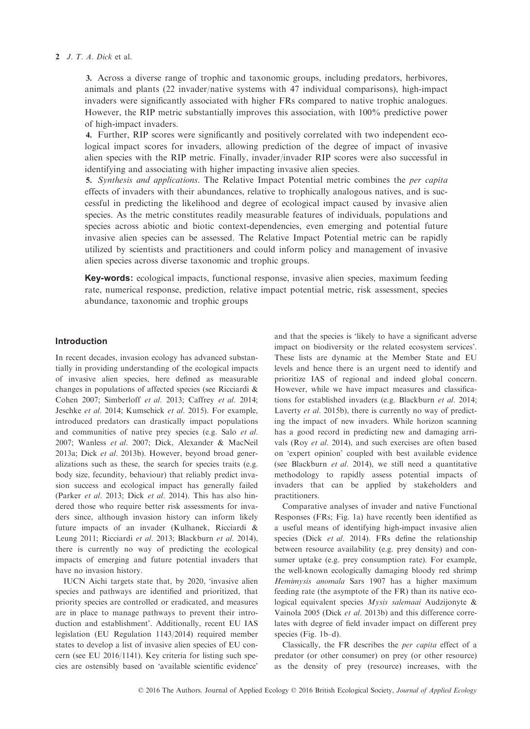3. Across a diverse range of trophic and taxonomic groups, including predators, herbivores, animals and plants (22 invader/native systems with 47 individual comparisons), high-impact invaders were significantly associated with higher FRs compared to native trophic analogues. However, the RIP metric substantially improves this association, with 100% predictive power of high-impact invaders.

4. Further, RIP scores were significantly and positively correlated with two independent ecological impact scores for invaders, allowing prediction of the degree of impact of invasive alien species with the RIP metric. Finally, invader/invader RIP scores were also successful in identifying and associating with higher impacting invasive alien species.

5. *Synthesis and applications*. The Relative Impact Potential metric combines the *per capita* effects of invaders with their abundances, relative to trophically analogous natives, and is successful in predicting the likelihood and degree of ecological impact caused by invasive alien species. As the metric constitutes readily measurable features of individuals, populations and species across abiotic and biotic context-dependencies, even emerging and potential future invasive alien species can be assessed. The Relative Impact Potential metric can be rapidly utilized by scientists and practitioners and could inform policy and management of invasive alien species across diverse taxonomic and trophic groups.

**Key-words:** ecological impacts, functional response, invasive alien species, maximum feeding rate, numerical response, prediction, relative impact potential metric, risk assessment, species abundance, taxonomic and trophic groups

## Introduction

In recent decades, invasion ecology has advanced substantially in providing understanding of the ecological impacts of invasive alien species, here defined as measurable changes in populations of affected species (see Ricciardi & Cohen 2007; Simberloff *et al*. 2013; Caffrey *et al*. 2014; Jeschke *et al*. 2014; Kumschick *et al*. 2015). For example, introduced predators can drastically impact populations and communities of native prey species (e.g. Salo *et al*. 2007; Wanless *et al*. 2007; Dick, Alexander & MacNeil 2013a; Dick *et al*. 2013b). However, beyond broad generalizations such as these, the search for species traits (e.g. body size, fecundity, behaviour) that reliably predict invasion success and ecological impact has generally failed (Parker *et al*. 2013; Dick *et al*. 2014). This has also hindered those who require better risk assessments for invaders since, although invasion history can inform likely future impacts of an invader (Kulhanek, Ricciardi & Leung 2011; Ricciardi *et al*. 2013; Blackburn *et al*. 2014), there is currently no way of predicting the ecological impacts of emerging and future potential invaders that have no invasion history.

IUCN Aichi targets state that, by 2020, 'invasive alien species and pathways are identified and prioritized, that priority species are controlled or eradicated, and measures are in place to manage pathways to prevent their introduction and establishment'. Additionally, recent EU IAS legislation (EU Regulation 1143/2014) required member states to develop a list of invasive alien species of EU concern (see EU 2016/1141). Key criteria for listing such species are ostensibly based on 'available scientific evidence' and that the species is 'likely to have a significant adverse impact on biodiversity or the related ecosystem services'. These lists are dynamic at the Member State and EU levels and hence there is an urgent need to identify and prioritize IAS of regional and indeed global concern. However, while we have impact measures and classifications for established invaders (e.g. Blackburn *et al*. 2014; Laverty *et al*. 2015b), there is currently no way of predicting the impact of new invaders. While horizon scanning has a good record in predicting new and damaging arrivals (Roy *et al*. 2014), and such exercises are often based on 'expert opinion' coupled with best available evidence (see Blackburn *et al*. 2014), we still need a quantitative methodology to rapidly assess potential impacts of invaders that can be applied by stakeholders and practitioners.

Comparative analyses of invader and native Functional Responses (FRs; Fig. 1a) have recently been identified as a useful means of identifying high-impact invasive alien species (Dick *et al*. 2014). FRs define the relationship between resource availability (e.g. prey density) and consumer uptake (e.g. prey consumption rate). For example, the well-known ecologically damaging bloody red shrimp *Hemimysis anomala* Sars 1907 has a higher maximum feeding rate (the asymptote of the FR) than its native ecological equivalent species *Mysis salemaai* Audzijonyte & Vainola 2005 (Dick *et al*. 2013b) and this difference correlates with degree of field invader impact on different prey species (Fig. 1b–d).

Classically, the FR describes the *per capita* effect of a predator (or other consumer) on prey (or other resource) as the density of prey (resource) increases, with the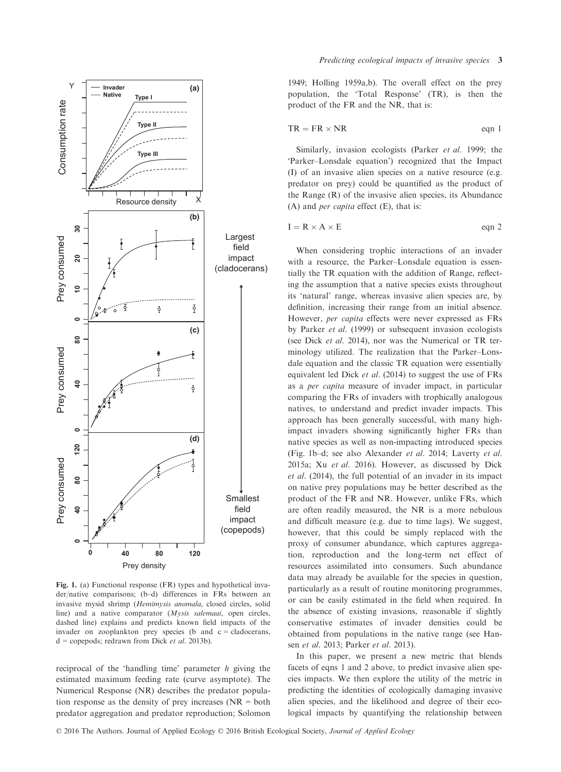Fig. 1. (a) Functional response (FR) types and hypothetical invader/native comparisons; (b–d) differences in FRs between an invasive mysid shrimp (*Hemimysis anomala*, closed circles, solid line) and a native comparator (*Mysis salemaai*, open circles, dashed line) explains and predicts known field impacts of the invader on zooplankton prey species (b and c = cladocerans, d = copepods; redrawn from Dick *et al.* 2013b).

reciprocal of the 'handling time' parameter $h$ giving the estimated maximum feeding rate (curve asymptote). The Numerical Response (NR) describes the predator population response as the density of prey increases (NR = both predator aggregation and predator reproduction; Solomon 1949; Holling 1959a,b). The overall effect on the prey population, the 'Total Response' (TR), is then the product of the FR and the NR, that is:

$$\mathrm{TR} = \mathrm{FR} \times \mathrm{NR} \qquad \text{eqn 1}$$

Similarly, invasion ecologists (Parker *et al.* 1999; the 'Parker–Lonsdale equation') recognized that the Impact (I) of an invasive alien species on a native resource (e.g. predator on prey) could be quantified as the product of the Range (R) of the invasive alien species, its Abundance (A) and *per capita* effect (E), that is:

$$\mathrm{I} = \mathrm{R} \times \mathrm{A} \times \mathrm{E} \qquad \text{eqn 2}$$

When considering trophic interactions of an invader with a resource, the Parker–Lonsdale equation is essentially the TR equation with the addition of Range, reflecting the assumption that a native species exists throughout its 'natural' range, whereas invasive alien species are, by definition, increasing their range from an initial absence. However, *per capita* effects were never expressed as FRs by Parker *et al.* (1999) or subsequent invasion ecologists (see Dick *et al.* 2014), nor was the Numerical or TR terminology utilized. The realization that the Parker–Lonsdale equation and the classic TR equation were essentially equivalent led Dick *et al.* (2014) to suggest the use of FRs as a *per capita* measure of invader impact, in particular comparing the FRs of invaders with trophically analogous natives, to understand and predict invader impacts. This approach has been generally successful, with many high-impact invaders showing significantly higher FRs than native species as well as non-impacting introduced species (Fig. 1b–d; see also Alexander *et al.* 2014; Laverty *et al.* 2015a; Xu *et al.* 2016). However, as discussed by Dick *et al.* (2014), the full potential of an invader in its impact on native prey populations may be better described as the product of the FR and NR. However, unlike FRs, which are often readily measured, the NR is a more nebulous and difficult measure (e.g. due to time lags). We suggest, however, that this could be simply replaced with the proxy of consumer abundance, which captures aggregation, reproduction and the long-term net effect of resources assimilated into consumers. Such abundance data may already be available for the species in question, particularly as a result of routine monitoring programmes, or can be easily estimated in the field when required. In the absence of existing invasions, reasonable if slightly conservative estimates of invader densities could be obtained from populations in the native range (see Hansen *et al.* 2013; Parker *et al.* 2013).

In this paper, we present a new metric that blends facets of eqns 1 and 2 above, to predict invasive alien species impacts. We then explore the utility of the metric in predicting the identities of ecologically damaging invasive alien species, and the likelihood and degree of their ecological impacts by quantifying the relationship between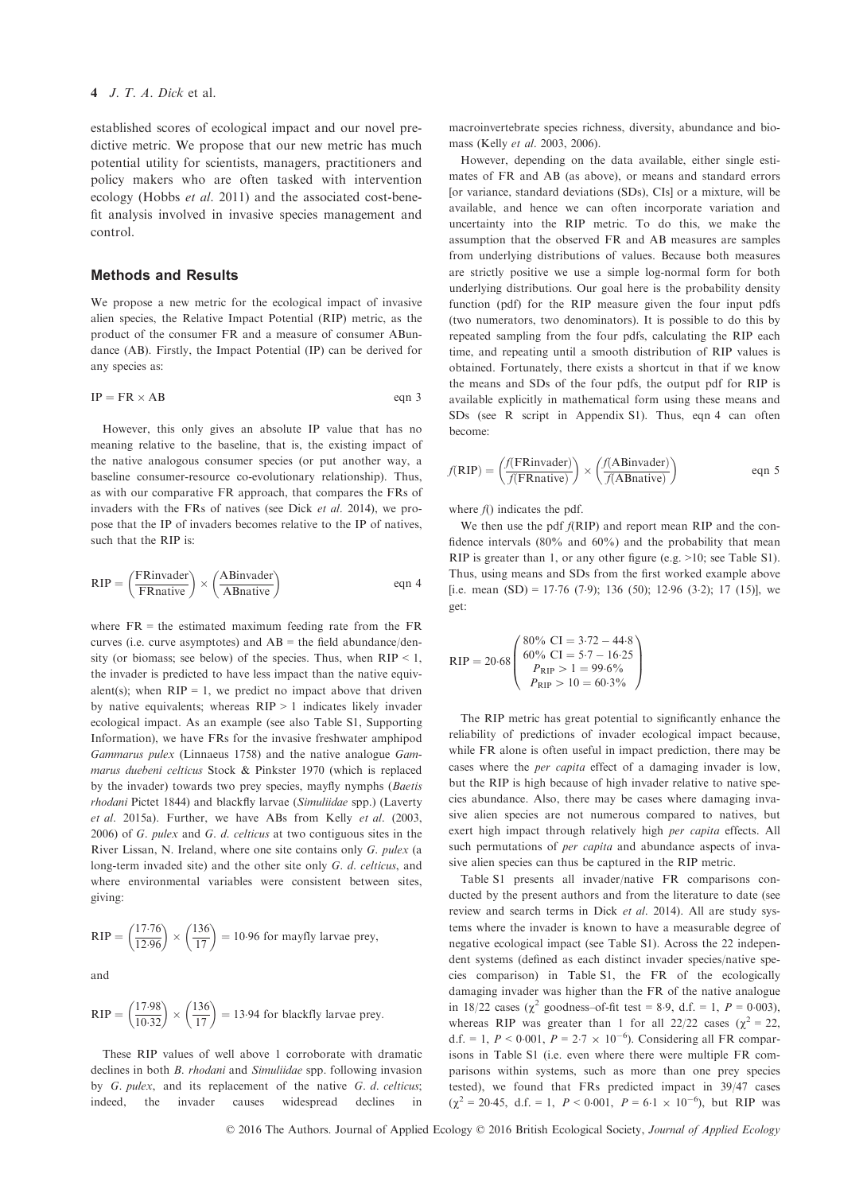established scores of ecological impact and our novel predictive metric. We propose that our new metric has much potential utility for scientists, managers, practitioners and policy makers who are often tasked with intervention ecology (Hobbs *et al.* 2011) and the associated cost-benefit analysis involved in invasive species management and control.

## Methods and Results

We propose a new metric for the ecological impact of invasive alien species, the Relative Impact Potential (RIP) metric, as the product of the consumer FR and a measure of consumer ABundance (AB). Firstly, the Impact Potential (IP) can be derived for any species as:

$$\mathrm{IP} = \mathrm{FR} \times \mathrm{AB} \qquad \text{eqn 3}$$

However, this only gives an absolute IP value that has no meaning relative to the baseline, that is, the existing impact of the native analogous consumer species (or put another way, a baseline consumer-resource co-evolutionary relationship). Thus, as with our comparative FR approach, that compares the FRs of invaders with the FRs of natives (see Dick *et al.* 2014), we propose that the IP of invaders becomes relative to the IP of natives, such that the RIP is:

$$\mathrm{RIP} = \left(\frac{\mathrm{FRinvader}}{\mathrm{FRnative}}\right) \times \left(\frac{\mathrm{ABinvader}}{\mathrm{ABnative}}\right) \qquad \text{eqn 4}$$

where FR = the estimated maximum feeding rate from the FR curves (i.e. curve asymptotes) and AB = the field abundance/density (or biomass; see below) of the species. Thus, when RIP < 1, the invader is predicted to have less impact than the native equivalent(s); when RIP = 1, we predict no impact above that driven by native equivalents; whereas RIP > 1 indicates likely invader ecological impact. As an example (see also Table S1, Supporting Information), we have FRs for the invasive freshwater amphipod *Gammarus pulex* (Linnaeus 1758) and the native analogue *Gammarus duebeni celticus* Stock & Pinkster 1970 (which is replaced by the invader) towards two prey species, mayfly nymphs (*Baetis rhodani* Pictet 1844) and blackfly larvae (*Simuliidae* spp.) (Laverty *et al.* 2015a). Further, we have ABs from Kelly *et al.* (2003, 2006) of *G. pulex* and *G. d. celticus* at two contiguous sites in the River Lissan, N. Ireland, where one site contains only *G. pulex* (a long-term invaded site) and the other site only *G. d. celticus*, and where environmental variables were consistent between sites, giving:

$$\mathrm{RIP} = \left(\frac{17{\cdot}76}{12{\cdot}96}\right) \times \left(\frac{136}{17}\right) = 10{\cdot}96 \text{ for mayfly larvae prey,}$$

and

$$\mathrm{RIP} = \left(\frac{17{\cdot}98}{10{\cdot}32}\right) \times \left(\frac{136}{17}\right) = 13{\cdot}94 \text{ for blackfly larvae prey.}$$

These RIP values of well above 1 corroborate with dramatic declines in both *B. rhodani* and *Simuliidae* spp. following invasion by *G. pulex*, and its replacement of the native *G. d. celticus*; indeed, the invader causes widespread declines in macroinvertebrate species richness, diversity, abundance and biomass (Kelly *et al.* 2003, 2006).

However, depending on the data available, either single estimates of FR and AB (as above), or means and standard errors [or variance, standard deviations (SDs), CIs] or a mixture, will be available, and hence we can often incorporate variation and uncertainty into the RIP metric. To do this, we make the assumption that the observed FR and AB measures are samples from underlying distributions of values. Because both measures are strictly positive we use a simple log-normal form for both underlying distributions. Our goal here is the probability density function (pdf) for the RIP measure given the four input pdfs (two numerators, two denominators). It is possible to do this by repeated sampling from the four pdfs, calculating the RIP each time, and repeating until a smooth distribution of RIP values is obtained. Fortunately, there exists a shortcut in that if we know the means and SDs of the four pdfs, the output pdf for RIP is available explicitly in mathematical form using these means and SDs (see R script in Appendix S1). Thus, eqn 4 can often become:

$$f(\mathrm{RIP}) = \left(\frac{f(\mathrm{FRinvader})}{f(\mathrm{FRnative})}\right) \times \left(\frac{f(\mathrm{ABinvader})}{f(\mathrm{ABnative})}\right) \qquad \text{eqn 5}$$

where $f()$ indicates the pdf.

We then use the pdf $f(\mathrm{RIP})$ and report mean RIP and the confidence intervals (80% and 60%) and the probability that mean RIP is greater than 1, or any other figure (e.g. >10; see Table S1). Thus, using means and SDs from the first worked example above [i.e. mean (SD) = 17·76 (7·9); 136 (50); 12·96 (3·2); 17 (15)], we get:

$$\mathrm{RIP} = 20{\cdot}68 \begin{pmatrix} 80\%\ \mathrm{CI} = 3{\cdot}72 - 44{\cdot}8 \\ 60\%\ \mathrm{CI} = 5{\cdot}7 - 16{\cdot}25 \\ P_{\mathrm{RIP}} > 1 = 99{\cdot}6\% \\ P_{\mathrm{RIP}} > 10 = 60{\cdot}3\% \end{pmatrix}$$

The RIP metric has great potential to significantly enhance the reliability of predictions of invader ecological impact because, while FR alone is often useful in impact prediction, there may be cases where the *per capita* effect of a damaging invader is low, but the RIP is high because of high invader relative to native species abundance. Also, there may be cases where damaging invasive alien species are not numerous compared to natives, but exert high impact through relatively high *per capita* effects. All such permutations of *per capita* and abundance aspects of invasive alien species can thus be captured in the RIP metric.

Table S1 presents all invader/native FR comparisons conducted by the present authors and from the literature to date (see review and search terms in Dick *et al.* 2014). All are study systems where the invader is known to have a measurable degree of negative ecological impact (see Table S1). Across the 22 independent systems (defined as each distinct invader species/native species comparison) in Table S1, the FR of the ecologically damaging invader was higher than the FR of the native analogue in 18/22 cases ($\chi^2$ goodness-of-fit test = 8·9, d.f. = 1, $P = 0{\cdot}003$), whereas RIP was greater than 1 for all 22/22 cases ($\chi^2 = 22$, d.f. = 1, $P < 0{\cdot}001$, $P = 2{\cdot}7 \times 10^{-6}$). Considering all FR comparisons in Table S1 (i.e. even where there were multiple FR comparisons within systems, such as more than one prey species tested), we found that FRs predicted impact in 39/47 cases ($\chi^2 = 20{\cdot}45$, d.f. = 1, $P < 0{\cdot}001$, $P = 6{\cdot}1 \times 10^{-6}$), but RIP was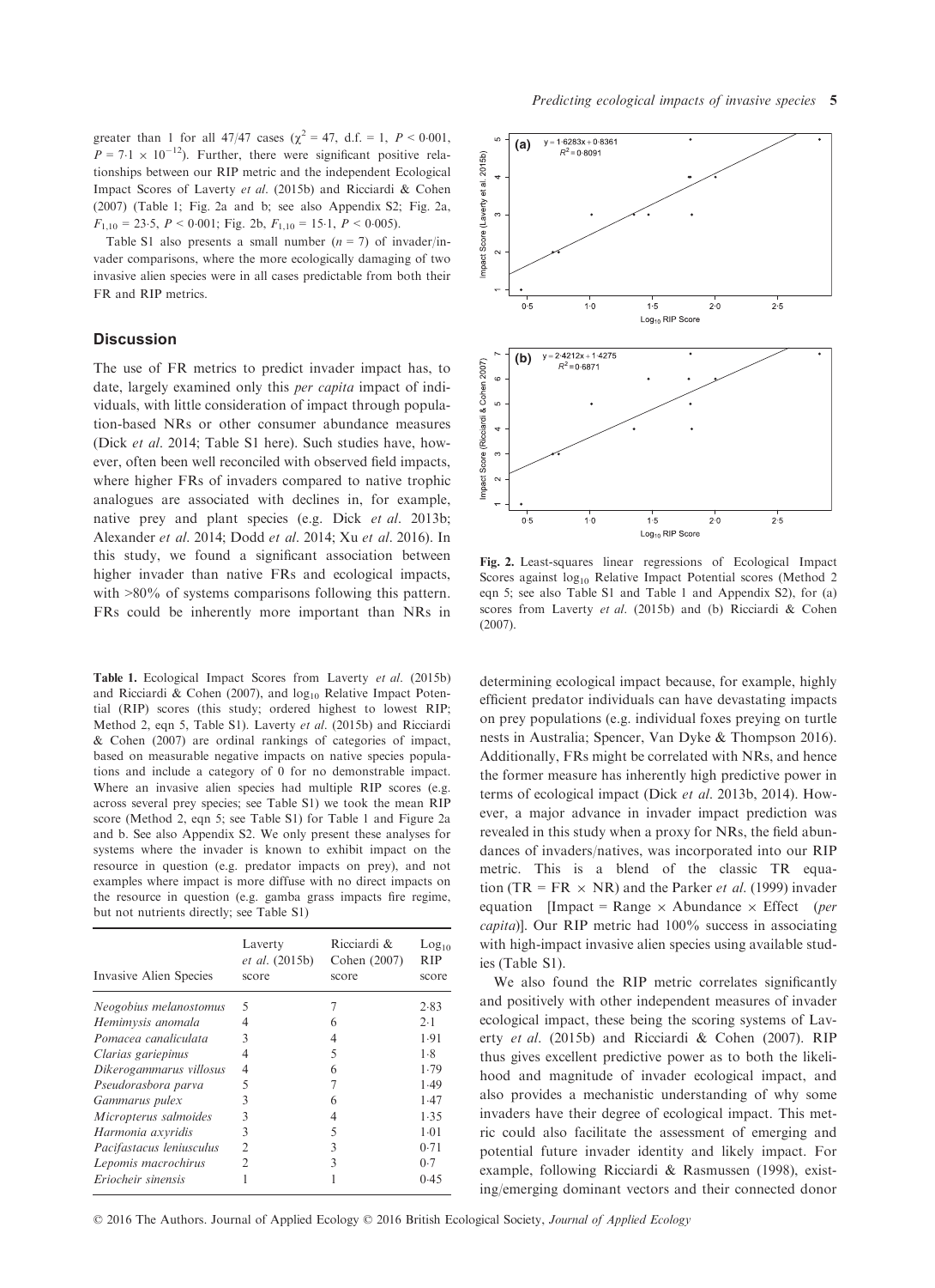greater than 1 for all 47/47 cases ($\chi^2 = 47$, d.f. = 1, $P < 0.001$, $P = 7.1 \times 10^{-12}$). Further, there were significant positive relationships between our RIP metric and the independent Ecological Impact Scores of Laverty *et al.* (2015b) and Ricciardi & Cohen (2007) (Table 1; Fig. 2a and b; see also Appendix S2; Fig. 2a, $F_{1,10} = 23.5$, $P < 0.001$; Fig. 2b, $F_{1,10} = 15.1$, $P < 0.005$).

Table S1 also presents a small number ($n = 7$) of invader/invader comparisons, where the more ecologically damaging of two invasive alien species were in all cases predictable from both their FR and RIP metrics.

## Discussion

The use of FR metrics to predict invader impact has, to date, largely examined only this *per capita* impact of individuals, with little consideration of impact through population-based NRs or other consumer abundance measures (Dick *et al.* 2014; Table S1 here). Such studies have, however, often been well reconciled with observed field impacts, where higher FRs of invaders compared to native trophic analogues are associated with declines in, for example, native prey and plant species (e.g. Dick *et al.* 2013b; Alexander *et al.* 2014; Dodd *et al.* 2014; Xu *et al.* 2016). In this study, we found a significant association between higher invader than native FRs and ecological impacts, with >80% of systems comparisons following this pattern. FRs could be inherently more important than NRs in determining ecological impact because, for example, highly efficient predator individuals can have devastating impacts on prey populations (e.g. individual foxes preying on turtle nests in Australia; Spencer, Van Dyke & Thompson 2016). Additionally, FRs might be correlated with NRs, and hence the former measure has inherently high predictive power in terms of ecological impact (Dick *et al.* 2013b, 2014). However, a major advance in invader impact prediction was revealed in this study when a proxy for NRs, the field abundances of invaders/natives, was incorporated into our RIP metric. This is a blend of the classic TR equation (TR = FR × NR) and the Parker *et al.* (1999) invader equation [Impact = Range × Abundance × Effect (*per capita*)]. Our RIP metric had 100% success in associating with high-impact invasive alien species using available studies (Table S1).

We also found the RIP metric correlates significantly and positively with other independent measures of invader ecological impact, these being the scoring systems of Laverty *et al.* (2015b) and Ricciardi & Cohen (2007). RIP thus gives excellent predictive power as to both the likelihood and magnitude of invader ecological impact, and also provides a mechanistic understanding of why some invaders have their degree of ecological impact. This metric could also facilitate the assessment of emerging and potential future invader identity and likely impact. For example, following Ricciardi & Rasmussen (1998), existing/emerging dominant vectors and their connected donor

**Table 1.** Ecological Impact Scores from Laverty *et al.* (2015b) and Ricciardi & Cohen (2007), and $\log_{10}$ Relative Impact Potential (RIP) scores (this study; ordered highest to lowest RIP; Method 2, eqn 5, Table S1). Laverty *et al.* (2015b) and Ricciardi & Cohen (2007) are ordinal rankings of categories of impact, based on measurable negative impacts on native species populations and include a category of 0 for no demonstrable impact. Where an invasive alien species had multiple RIP scores (e.g. across several prey species; see Table S1) we took the mean RIP score (Method 2, eqn 5; see Table S1) for Table 1 and Figure 2a and b. See also Appendix S2. We only present these analyses for systems where the invader is known to exhibit impact on the resource in question (e.g. predator impacts on prey), and not examples where impact is more diffuse with no direct impacts on the resource in question (e.g. gamba grass impacts fire regime, but not nutrients directly; see Table S1)

| Invasive Alien Species | Laverty *et al.* (2015b) score | Ricciardi & Cohen (2007) score | $\log_{10}$ RIP score |
|---|---|---|---|
| *Neogobius melanostomus* | 5 | 7 | 2·83 |
| *Hemimysis anomala* | 4 | 6 | 2·1 |
| *Pomacea canaliculata* | 3 | 4 | 1·91 |
| *Clarias gariepinus* | 4 | 5 | 1·8 |
| *Dikerogammarus villosus* | 4 | 6 | 1·79 |
| *Pseudorasbora parva* | 5 | 7 | 1·49 |
| *Gammarus pulex* | 3 | 6 | 1·47 |
| *Micropterus salmoides* | 3 | 4 | 1·35 |
| *Harmonia axyridis* | 3 | 5 | 1·01 |
| *Pacifastacus leniusculus* | 2 | 3 | 0·71 |
| *Lepomis macrochirus* | 2 | 3 | 0·7 |
| *Eriocheir sinensis* | 1 | 1 | 0·45 |

**Fig. 2.** Least-squares linear regressions of Ecological Impact Scores against $\log_{10}$ Relative Impact Potential scores (Method 2 eqn 5; see also Table S1 and Table 1 and Appendix S2), for (a) scores from Laverty *et al.* (2015b) and (b) Ricciardi & Cohen (2007).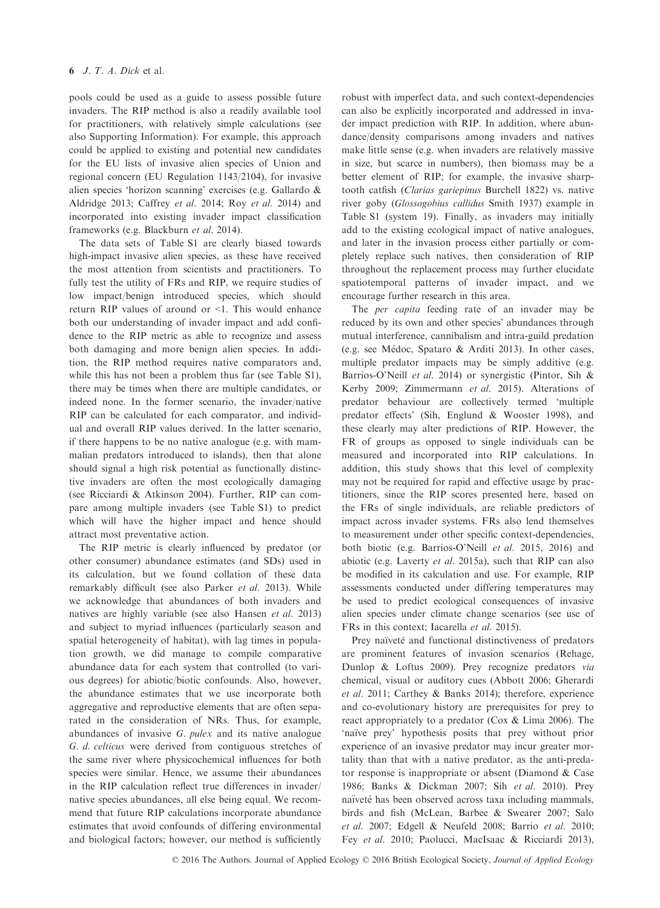pools could be used as a guide to assess possible future invaders. The RIP method is also a readily available tool for practitioners, with relatively simple calculations (see also Supporting Information). For example, this approach could be applied to existing and potential new candidates for the EU lists of invasive alien species of Union and regional concern (EU Regulation 1143/2104), for invasive alien species 'horizon scanning' exercises (e.g. Gallardo & Aldridge 2013; Caffrey *et al.* 2014; Roy *et al.* 2014) and incorporated into existing invader impact classification frameworks (e.g. Blackburn *et al.* 2014).

The data sets of Table S1 are clearly biased towards high-impact invasive alien species, as these have received the most attention from scientists and practitioners. To fully test the utility of FRs and RIP, we require studies of low impact/benign introduced species, which should return RIP values of around or <1. This would enhance both our understanding of invader impact and add confidence to the RIP metric as able to recognize and assess both damaging and more benign alien species. In addition, the RIP method requires native comparators and, while this has not been a problem thus far (see Table S1), there may be times when there are multiple candidates, or indeed none. In the former scenario, the invader/native RIP can be calculated for each comparator, and individual and overall RIP values derived. In the latter scenario, if there happens to be no native analogue (e.g. with mammalian predators introduced to islands), then that alone should signal a high risk potential as functionally distinctive invaders are often the most ecologically damaging (see Ricciardi & Atkinson 2004). Further, RIP can compare among multiple invaders (see Table S1) to predict which will have the higher impact and hence should attract most preventative action.

The RIP metric is clearly influenced by predator (or other consumer) abundance estimates (and SDs) used in its calculation, but we found collation of these data remarkably difficult (see also Parker *et al.* 2013). While we acknowledge that abundances of both invaders and natives are highly variable (see also Hansen *et al.* 2013) and subject to myriad influences (particularly season and spatial heterogeneity of habitat), with lag times in population growth, we did manage to compile comparative abundance data for each system that controlled (to various degrees) for abiotic/biotic confounds. Also, however, the abundance estimates that we use incorporate both aggregative and reproductive elements that are often separated in the consideration of NRs. Thus, for example, abundances of invasive *G. pulex* and its native analogue *G. d. celticus* were derived from contiguous stretches of the same river where physicochemical influences for both species were similar. Hence, we assume their abundances in the RIP calculation reflect true differences in invader/native species abundances, all else being equal. We recommend that future RIP calculations incorporate abundance estimates that avoid confounds of differing environmental and biological factors; however, our method is sufficiently robust with imperfect data, and such context-dependencies can also be explicitly incorporated and addressed in invader impact prediction with RIP. In addition, where abundance/density comparisons among invaders and natives make little sense (e.g. when invaders are relatively massive in size, but scarce in numbers), then biomass may be a better element of RIP; for example, the invasive sharptooth catfish (*Clarias gariepinus* Burchell 1822) vs. native river goby (*Glossogobius callidus* Smith 1937) example in Table S1 (system 19). Finally, as invaders may initially add to the existing ecological impact of native analogues, and later in the invasion process either partially or completely replace such natives, then consideration of RIP throughout the replacement process may further elucidate spatiotemporal patterns of invader impact, and we encourage further research in this area.

The *per capita* feeding rate of an invader may be reduced by its own and other species' abundances through mutual interference, cannibalism and intra-guild predation (e.g. see Médoc, Spataro & Arditi 2013). In other cases, multiple predator impacts may be simply additive (e.g. Barrios-O'Neill *et al.* 2014) or synergistic (Pintor, Sih & Kerby 2009; Zimmermann *et al.* 2015). Alterations of predator behaviour are collectively termed 'multiple predator effects' (Sih, Englund & Wooster 1998), and these clearly may alter predictions of RIP. However, the FR of groups as opposed to single individuals can be measured and incorporated into RIP calculations. In addition, this study shows that this level of complexity may not be required for rapid and effective usage by practitioners, since the RIP scores presented here, based on the FRs of single individuals, are reliable predictors of impact across invader systems. FRs also lend themselves to measurement under other specific context-dependencies, both biotic (e.g. Barrios-O'Neill *et al.* 2015, 2016) and abiotic (e.g. Laverty *et al.* 2015a), such that RIP can also be modified in its calculation and use. For example, RIP assessments conducted under differing temperatures may be used to predict ecological consequences of invasive alien species under climate change scenarios (see use of FRs in this context; Iacarella *et al.* 2015).

Prey naïveté and functional distinctiveness of predators are prominent features of invasion scenarios (Rehage, Dunlop & Loftus 2009). Prey recognize predators *via* chemical, visual or auditory cues (Abbott 2006; Gherardi *et al.* 2011; Carthey & Banks 2014); therefore, experience and co-evolutionary history are prerequisites for prey to react appropriately to a predator (Cox & Lima 2006). The 'naïve prey' hypothesis posits that prey without prior experience of an invasive predator may incur greater mortality than that with a native predator, as the anti-predator response is inappropriate or absent (Diamond & Case 1986; Banks & Dickman 2007; Sih *et al.* 2010). Prey naïveté has been observed across taxa including mammals, birds and fish (McLean, Barbee & Swearer 2007; Salo *et al.* 2007; Edgell & Neufeld 2008; Barrio *et al.* 2010; Fey *et al.* 2010; Paolucci, MacIsaac & Ricciardi 2013),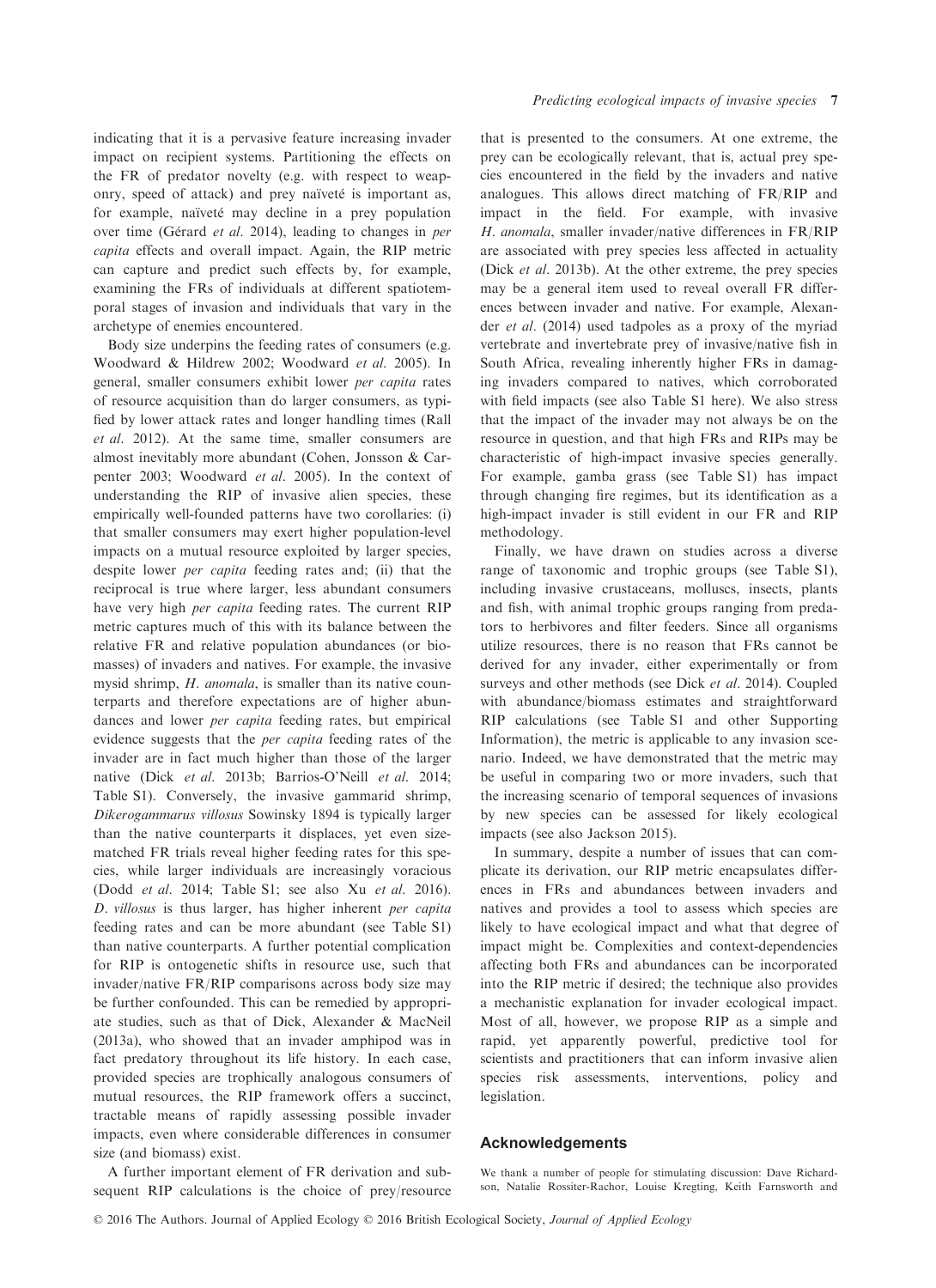indicating that it is a pervasive feature increasing invader impact on recipient systems. Partitioning the effects on the FR of predator novelty (e.g. with respect to weaponry, speed of attack) and prey naïveté is important as, for example, naïveté may decline in a prey population over time (Gérard *et al*. 2014), leading to changes in *per capita* effects and overall impact. Again, the RIP metric can capture and predict such effects by, for example, examining the FRs of individuals at different spatiotemporal stages of invasion and individuals that vary in the archetype of enemies encountered.

Body size underpins the feeding rates of consumers (e.g. Woodward & Hildrew 2002; Woodward *et al*. 2005). In general, smaller consumers exhibit lower *per capita* rates of resource acquisition than do larger consumers, as typified by lower attack rates and longer handling times (Rall *et al*. 2012). At the same time, smaller consumers are almost inevitably more abundant (Cohen, Jonsson & Carpenter 2003; Woodward *et al*. 2005). In the context of understanding the RIP of invasive alien species, these empirically well-founded patterns have two corollaries: (i) that smaller consumers may exert higher population-level impacts on a mutual resource exploited by larger species, despite lower *per capita* feeding rates and; (ii) that the reciprocal is true where larger, less abundant consumers have very high *per capita* feeding rates. The current RIP metric captures much of this with its balance between the relative FR and relative population abundances (or biomasses) of invaders and natives. For example, the invasive mysid shrimp, *H. anomala*, is smaller than its native counterparts and therefore expectations are of higher abundances and lower *per capita* feeding rates, but empirical evidence suggests that the *per capita* feeding rates of the invader are in fact much higher than those of the larger native (Dick *et al*. 2013b; Barrios-O'Neill *et al*. 2014; Table S1). Conversely, the invasive gammarid shrimp, *Dikerogammarus villosus* Sowinsky 1894 is typically larger than the native counterparts it displaces, yet even size-matched FR trials reveal higher feeding rates for this species, while larger individuals are increasingly voracious (Dodd *et al*. 2014; Table S1; see also Xu *et al*. 2016). *D. villosus* is thus larger, has higher inherent *per capita* feeding rates and can be more abundant (see Table S1) than native counterparts. A further potential complication for RIP is ontogenetic shifts in resource use, such that invader/native FR/RIP comparisons across body size may be further confounded. This can be remedied by appropriate studies, such as that of Dick, Alexander & MacNeil (2013a), who showed that an invader amphipod was in fact predatory throughout its life history. In each case, provided species are trophically analogous consumers of mutual resources, the RIP framework offers a succinct, tractable means of rapidly assessing possible invader impacts, even where considerable differences in consumer size (and biomass) exist.

A further important element of FR derivation and subsequent RIP calculations is the choice of prey/resource that is presented to the consumers. At one extreme, the prey can be ecologically relevant, that is, actual prey species encountered in the field by the invaders and native analogues. This allows direct matching of FR/RIP and impact in the field. For example, with invasive *H. anomala*, smaller invader/native differences in FR/RIP are associated with prey species less affected in actuality (Dick *et al*. 2013b). At the other extreme, the prey species may be a general item used to reveal overall FR differences between invader and native. For example, Alexander *et al*. (2014) used tadpoles as a proxy of the myriad vertebrate and invertebrate prey of invasive/native fish in South Africa, revealing inherently higher FRs in damaging invaders compared to natives, which corroborated with field impacts (see also Table S1 here). We also stress that the impact of the invader may not always be on the resource in question, and that high FRs and RIPs may be characteristic of high-impact invasive species generally. For example, gamba grass (see Table S1) has impact through changing fire regimes, but its identification as a high-impact invader is still evident in our FR and RIP methodology.

Finally, we have drawn on studies across a diverse range of taxonomic and trophic groups (see Table S1), including invasive crustaceans, molluscs, insects, plants and fish, with animal trophic groups ranging from predators to herbivores and filter feeders. Since all organisms utilize resources, there is no reason that FRs cannot be derived for any invader, either experimentally or from surveys and other methods (see Dick *et al*. 2014). Coupled with abundance/biomass estimates and straightforward RIP calculations (see Table S1 and other Supporting Information), the metric is applicable to any invasion scenario. Indeed, we have demonstrated that the metric may be useful in comparing two or more invaders, such that the increasing scenario of temporal sequences of invasions by new species can be assessed for likely ecological impacts (see also Jackson 2015).

In summary, despite a number of issues that can complicate its derivation, our RIP metric encapsulates differences in FRs and abundances between invaders and natives and provides a tool to assess which species are likely to have ecological impact and what that degree of impact might be. Complexities and context-dependencies affecting both FRs and abundances can be incorporated into the RIP metric if desired; the technique also provides a mechanistic explanation for invader ecological impact. Most of all, however, we propose RIP as a simple and rapid, yet apparently powerful, predictive tool for scientists and practitioners that can inform invasive alien species risk assessments, interventions, policy and legislation.

## Acknowledgements

We thank a number of people for stimulating discussion: Dave Richardson, Natalie Rossiter-Rachor, Louise Kregting, Keith Farnsworth and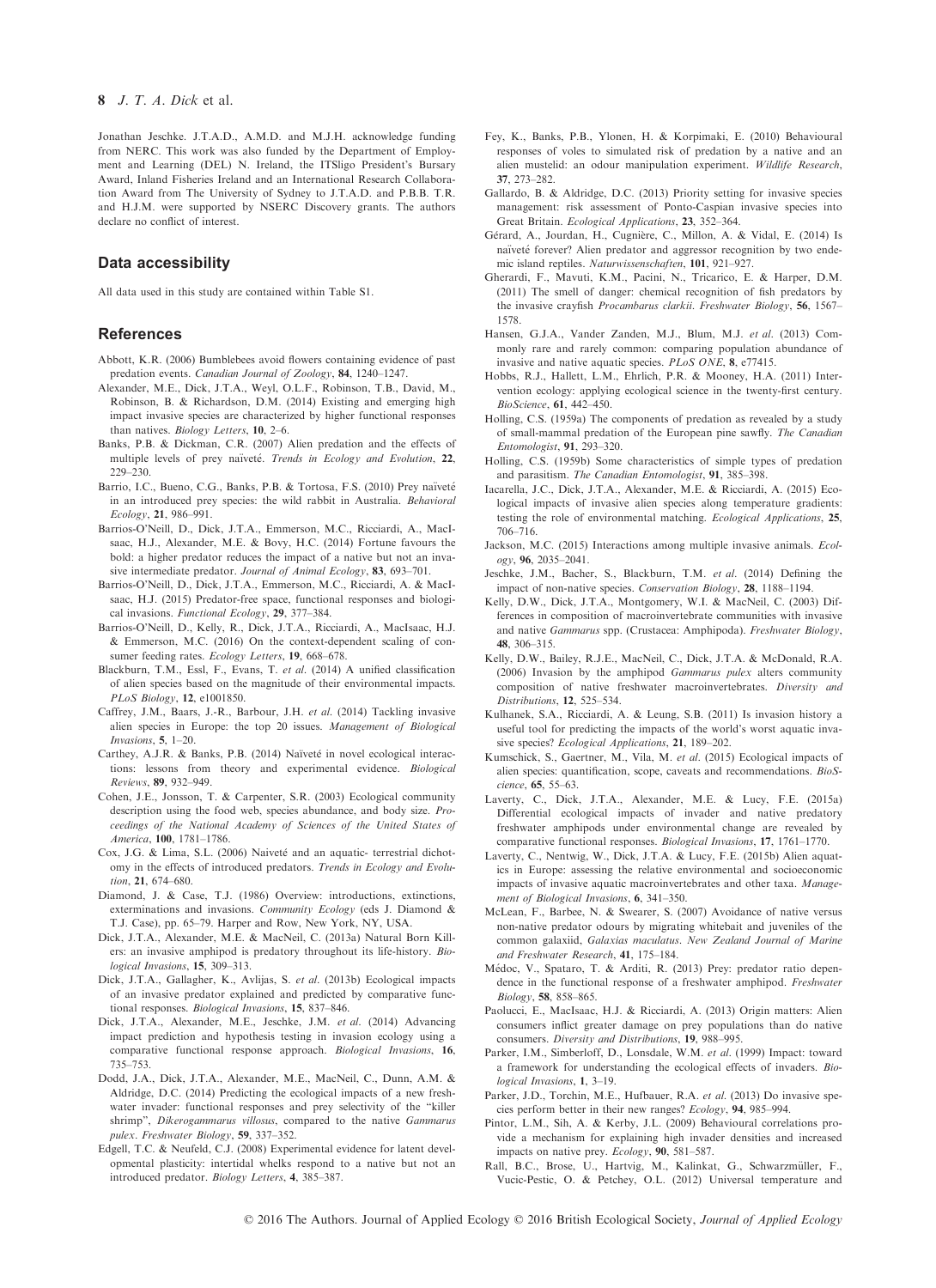Jonathan Jeschke. J.T.A.D., A.M.D. and M.J.H. acknowledge funding from NERC. This work was also funded by the Department of Employment and Learning (DEL) N. Ireland, the ITSligo President's Bursary Award, Inland Fisheries Ireland and an International Research Collaboration Award from The University of Sydney to J.T.A.D. and P.B.B. T.R. and H.J.M. were supported by NSERC Discovery grants. The authors declare no conflict of interest.

## Data accessibility

All data used in this study are contained within Table S1.

## References

Abbott, K.R. (2006) Bumblebees avoid flowers containing evidence of past predation events. *Canadian Journal of Zoology*, **84**, 1240–1247.

Alexander, M.E., Dick, J.T.A., Weyl, O.L.F., Robinson, T.B., David, M., Robinson, B. & Richardson, D.M. (2014) Existing and emerging high impact invasive species are characterized by higher functional responses than natives. *Biology Letters*, **10**, 2–6.

Banks, P.B. & Dickman, C.R. (2007) Alien predation and the effects of multiple levels of prey naïveté. *Trends in Ecology and Evolution*, **22**, 229–230.

Barrio, I.C., Bueno, C.G., Banks, P.B. & Tortosa, F.S. (2010) Prey naïveté in an introduced prey species: the wild rabbit in Australia. *Behavioral Ecology*, **21**, 986–991.

Barrios-O'Neill, D., Dick, J.T.A., Emmerson, M.C., Ricciardi, A., MacIsaac, H.J., Alexander, M.E. & Bovy, H.C. (2014) Fortune favours the bold: a higher predator reduces the impact of a native but not an invasive intermediate predator. *Journal of Animal Ecology*, **83**, 693–701.

Barrios-O'Neill, D., Dick, J.T.A., Emmerson, M.C., Ricciardi, A. & MacIsaac, H.J. (2015) Predator-free space, functional responses and biological invasions. *Functional Ecology*, **29**, 377–384.

Barrios-O'Neill, D., Kelly, R., Dick, J.T.A., Ricciardi, A., MacIsaac, H.J. & Emmerson, M.C. (2016) On the context-dependent scaling of consumer feeding rates. *Ecology Letters*, **19**, 668–678.

Blackburn, T.M., Essl, F., Evans, T. *et al.* (2014) A unified classification of alien species based on the magnitude of their environmental impacts. *PLoS Biology*, **12**, e1001850.

Caffrey, J.M., Baars, J.-R., Barbour, J.H. *et al.* (2014) Tackling invasive alien species in Europe: the top 20 issues. *Management of Biological Invasions*, **5**, 1–20.

Carthey, A.J.R. & Banks, P.B. (2014) Naïveté in novel ecological interactions: lessons from theory and experimental evidence. *Biological Reviews*, **89**, 932–949.

Cohen, J.E., Jonsson, T. & Carpenter, S.R. (2003) Ecological community description using the food web, species abundance, and body size. *Proceedings of the National Academy of Sciences of the United States of America*, **100**, 1781–1786.

Cox, J.G. & Lima, S.L. (2006) Naiveté and an aquatic- terrestrial dichotomy in the effects of introduced predators. *Trends in Ecology and Evolution*, **21**, 674–680.

Diamond, J. & Case, T.J. (1986) Overview: introductions, extinctions, exterminations and invasions. *Community Ecology* (eds J. Diamond & T.J. Case), pp. 65–79. Harper and Row, New York, NY, USA.

Dick, J.T.A., Alexander, M.E. & MacNeil, C. (2013a) Natural Born Killers: an invasive amphipod is predatory throughout its life-history. *Biological Invasions*, **15**, 309–313.

Dick, J.T.A., Gallagher, K., Avlijas, S. *et al.* (2013b) Ecological impacts of an invasive predator explained and predicted by comparative functional responses. *Biological Invasions*, **15**, 837–846.

Dick, J.T.A., Alexander, M.E., Jeschke, J.M. *et al.* (2014) Advancing impact prediction and hypothesis testing in invasion ecology using a comparative functional response approach. *Biological Invasions*, **16**, 735–753.

Dodd, J.A., Dick, J.T.A., Alexander, M.E., MacNeil, C., Dunn, A.M. & Aldridge, D.C. (2014) Predicting the ecological impacts of a new freshwater invader: functional responses and prey selectivity of the "killer shrimp", *Dikerogammarus villosus*, compared to the native *Gammarus pulex*. *Freshwater Biology*, **59**, 337–352.

Edgell, T.C. & Neufeld, C.J. (2008) Experimental evidence for latent developmental plasticity: intertidal whelks respond to a native but not an introduced predator. *Biology Letters*, **4**, 385–387.

Fey, K., Banks, P.B., Ylonen, H. & Korpimaki, E. (2010) Behavioural responses of voles to simulated risk of predation by a native and an alien mustelid: an odour manipulation experiment. *Wildlife Research*, **37**, 273–282.

Gallardo, B. & Aldridge, D.C. (2013) Priority setting for invasive species management: risk assessment of Ponto-Caspian invasive species into Great Britain. *Ecological Applications*, **23**, 352–364.

Gérard, A., Jourdan, H., Cugnière, C., Millon, A. & Vidal, E. (2014) Is naïveté forever? Alien predator and aggressor recognition by two endemic island reptiles. *Naturwissenschaften*, **101**, 921–927.

Gherardi, F., Mavuti, K.M., Pacini, N., Tricarico, E. & Harper, D.M. (2011) The smell of danger: chemical recognition of fish predators by the invasive crayfish *Procambarus clarkii*. *Freshwater Biology*, **56**, 1567–1578.

Hansen, G.J.A., Vander Zanden, M.J., Blum, M.J. *et al.* (2013) Commonly rare and rarely common: comparing population abundance of invasive and native aquatic species. *PLoS ONE*, **8**, e77415.

Hobbs, R.J., Hallett, L.M., Ehrlich, P.R. & Mooney, H.A. (2011) Intervention ecology: applying ecological science in the twenty-first century. *BioScience*, **61**, 442–450.

Holling, C.S. (1959a) The components of predation as revealed by a study of small-mammal predation of the European pine sawfly. *The Canadian Entomologist*, **91**, 293–320.

Holling, C.S. (1959b) Some characteristics of simple types of predation and parasitism. *The Canadian Entomologist*, **91**, 385–398.

Iacarella, J.C., Dick, J.T.A., Alexander, M.E. & Ricciardi, A. (2015) Ecological impacts of invasive alien species along temperature gradients: testing the role of environmental matching. *Ecological Applications*, **25**, 706–716.

Jackson, M.C. (2015) Interactions among multiple invasive animals. *Ecology*, **96**, 2035–2041.

Jeschke, J.M., Bacher, S., Blackburn, T.M. *et al.* (2014) Defining the impact of non-native species. *Conservation Biology*, **28**, 1188–1194.

Kelly, D.W., Dick, J.T.A., Montgomery, W.I. & MacNeil, C. (2003) Differences in composition of macroinvertebrate communities with invasive and native *Gammarus* spp. (Crustacea: Amphipoda). *Freshwater Biology*, **48**, 306–315.

Kelly, D.W., Bailey, R.J.E., MacNeil, C., Dick, J.T.A. & McDonald, R.A. (2006) Invasion by the amphipod *Gammarus pulex* alters community composition of native freshwater macroinvertebrates. *Diversity and Distributions*, **12**, 525–534.

Kulhanek, S.A., Ricciardi, A. & Leung, S.B. (2011) Is invasion history a useful tool for predicting the impacts of the world's worst aquatic invasive species? *Ecological Applications*, **21**, 189–202.

Kumschick, S., Gaertner, M., Vila, M. *et al.* (2015) Ecological impacts of alien species: quantification, scope, caveats and recommendations. *BioScience*, **65**, 55–63.

Laverty, C., Dick, J.T.A., Alexander, M.E. & Lucy, F.E. (2015a) Differential ecological impacts of invader and native predatory freshwater amphipods under environmental change are revealed by comparative functional responses. *Biological Invasions*, **17**, 1761–1770.

Laverty, C., Nentwig, W., Dick, J.T.A. & Lucy, F.E. (2015b) Alien aquatics in Europe: assessing the relative environmental and socioeconomic impacts of invasive aquatic macroinvertebrates and other taxa. *Management of Biological Invasions*, **6**, 341–350.

McLean, F., Barbee, N. & Swearer, S. (2007) Avoidance of native versus non-native predator odours by migrating whitebait and juveniles of the common galaxiid, *Galaxias maculatus*. *New Zealand Journal of Marine and Freshwater Research*, **41**, 175–184.

Médoc, V., Spataro, T. & Arditi, R. (2013) Prey: predator ratio dependence in the functional response of a freshwater amphipod. *Freshwater Biology*, **58**, 858–865.

Paolucci, E., MacIsaac, H.J. & Ricciardi, A. (2013) Origin matters: Alien consumers inflict greater damage on prey populations than do native consumers. *Diversity and Distributions*, **19**, 988–995.

Parker, I.M., Simberloff, D., Lonsdale, W.M. *et al.* (1999) Impact: toward a framework for understanding the ecological effects of invaders. *Biological Invasions*, **1**, 3–19.

Parker, J.D., Torchin, M.E., Hufbauer, R.A. *et al.* (2013) Do invasive species perform better in their new ranges? *Ecology*, **94**, 985–994.

Pintor, L.M., Sih, A. & Kerby, J.L. (2009) Behavioural correlations provide a mechanism for explaining high invader densities and increased impacts on native prey. *Ecology*, **90**, 581–587.

Rall, B.C., Brose, U., Hartvig, M., Kalinkat, G., Schwarzmüller, F., Vucic-Pestic, O. & Petchey, O.L. (2012) Universal temperature and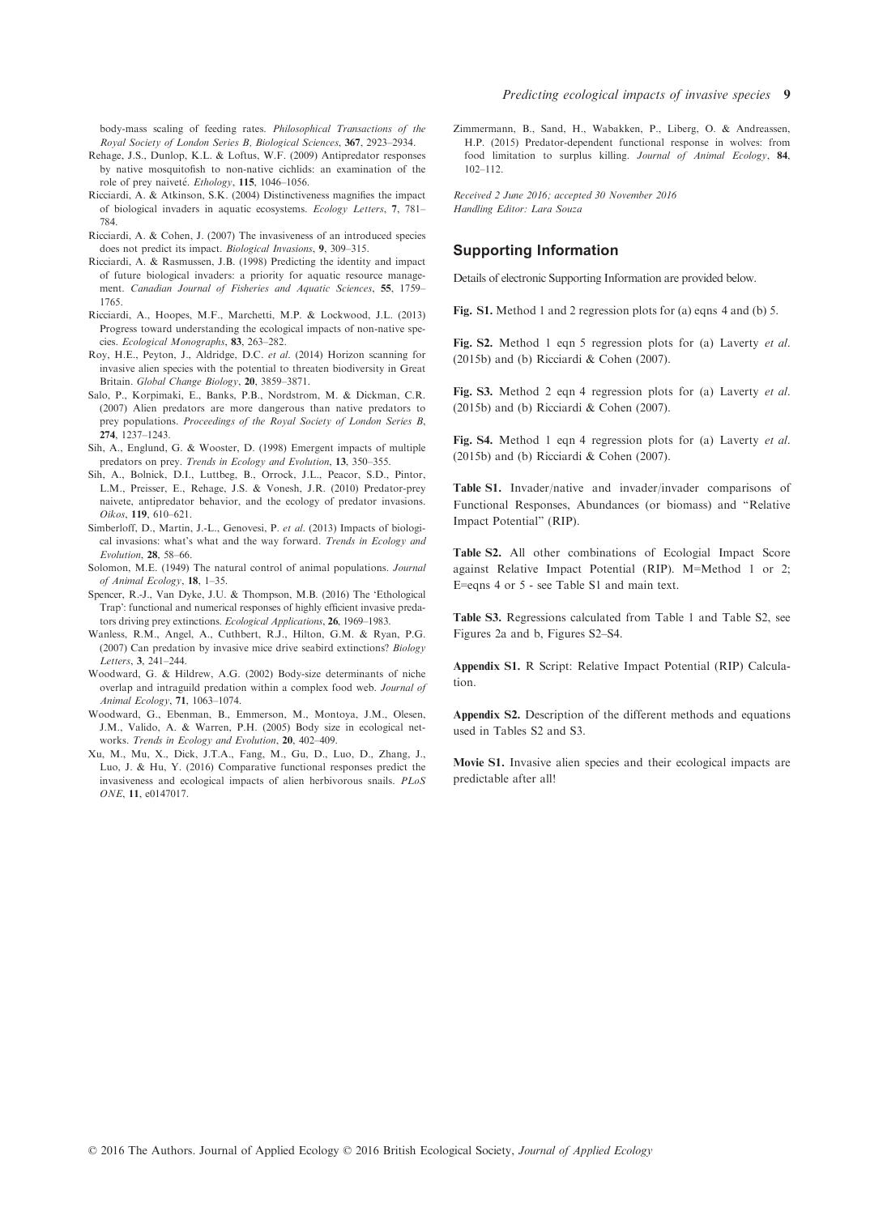body-mass scaling of feeding rates. *Philosophical Transactions of the Royal Society of London Series B, Biological Sciences*, **367**, 2923–2934.

Rehage, J.S., Dunlop, K.L. & Loftus, W.F. (2009) Antipredator responses by native mosquitofish to non-native cichlids: an examination of the role of prey naiveté. *Ethology*, **115**, 1046–1056.

Ricciardi, A. & Atkinson, S.K. (2004) Distinctiveness magnifies the impact of biological invaders in aquatic ecosystems. *Ecology Letters*, **7**, 781–784.

Ricciardi, A. & Cohen, J. (2007) The invasiveness of an introduced species does not predict its impact. *Biological Invasions*, **9**, 309–315.

Ricciardi, A. & Rasmussen, J.B. (1998) Predicting the identity and impact of future biological invaders: a priority for aquatic resource management. *Canadian Journal of Fisheries and Aquatic Sciences*, **55**, 1759–1765.

Ricciardi, A., Hoopes, M.F., Marchetti, M.P. & Lockwood, J.L. (2013) Progress toward understanding the ecological impacts of non-native species. *Ecological Monographs*, **83**, 263–282.

Roy, H.E., Peyton, J., Aldridge, D.C. *et al.* (2014) Horizon scanning for invasive alien species with the potential to threaten biodiversity in Great Britain. *Global Change Biology*, **20**, 3859–3871.

Salo, P., Korpimaki, E., Banks, P.B., Nordstrom, M. & Dickman, C.R. (2007) Alien predators are more dangerous than native predators to prey populations. *Proceedings of the Royal Society of London Series B*, **274**, 1237–1243.

Sih, A., Englund, G. & Wooster, D. (1998) Emergent impacts of multiple predators on prey. *Trends in Ecology and Evolution*, **13**, 350–355.

Sih, A., Bolnick, D.I., Luttbeg, B., Orrock, J.L., Peacor, S.D., Pintor, L.M., Preisser, E., Rehage, J.S. & Vonesh, J.R. (2010) Predator-prey naivete, antipredator behavior, and the ecology of predator invasions. *Oikos*, **119**, 610–621.

Simberloff, D., Martin, J.-L., Genovesi, P. *et al.* (2013) Impacts of biological invasions: what's what and the way forward. *Trends in Ecology and Evolution*, **28**, 58–66.

Solomon, M.E. (1949) The natural control of animal populations. *Journal of Animal Ecology*, **18**, 1–35.

Spencer, R.-J., Van Dyke, J.U. & Thompson, M.B. (2016) The 'Ethological Trap': functional and numerical responses of highly efficient invasive predators driving prey extinctions. *Ecological Applications*, **26**, 1969–1983.

Wanless, R.M., Angel, A., Cuthbert, R.J., Hilton, G.M. & Ryan, P.G. (2007) Can predation by invasive mice drive seabird extinctions? *Biology Letters*, **3**, 241–244.

Woodward, G. & Hildrew, A.G. (2002) Body-size determinants of niche overlap and intraguild predation within a complex food web. *Journal of Animal Ecology*, **71**, 1063–1074.

Woodward, G., Ebenman, B., Emmerson, M., Montoya, J.M., Olesen, J.M., Valido, A. & Warren, P.H. (2005) Body size in ecological networks. *Trends in Ecology and Evolution*, **20**, 402–409.

Xu, M., Mu, X., Dick, J.T.A., Fang, M., Gu, D., Luo, D., Zhang, J., Luo, J. & Hu, Y. (2016) Comparative functional responses predict the invasiveness and ecological impacts of alien herbivorous snails. *PLoS ONE*, **11**, e0147017.

Zimmermann, B., Sand, H., Wabakken, P., Liberg, O. & Andreassen, H.P. (2015) Predator-dependent functional response in wolves: from food limitation to surplus killing. *Journal of Animal Ecology*, **84**, 102–112.

*Received 2 June 2016; accepted 30 November 2016*
*Handling Editor: Lara Souza*

## Supporting Information

Details of electronic Supporting Information are provided below.

**Fig. S1.** Method 1 and 2 regression plots for (a) eqns 4 and (b) 5.

**Fig. S2.** Method 1 eqn 5 regression plots for (a) Laverty *et al.* (2015b) and (b) Ricciardi & Cohen (2007).

**Fig. S3.** Method 2 eqn 4 regression plots for (a) Laverty *et al.* (2015b) and (b) Ricciardi & Cohen (2007).

**Fig. S4.** Method 1 eqn 4 regression plots for (a) Laverty *et al.* (2015b) and (b) Ricciardi & Cohen (2007).

**Table S1.** Invader/native and invader/invader comparisons of Functional Responses, Abundances (or biomass) and "Relative Impact Potential" (RIP).

**Table S2.** All other combinations of Ecologial Impact Score against Relative Impact Potential (RIP). M=Method 1 or 2; E=eqns 4 or 5 - see Table S1 and main text.

**Table S3.** Regressions calculated from Table 1 and Table S2, see Figures 2a and b, Figures S2–S4.

**Appendix S1.** R Script: Relative Impact Potential (RIP) Calculation.

**Appendix S2.** Description of the different methods and equations used in Tables S2 and S3.

**Movie S1.** Invasive alien species and their ecological impacts are predictable after all!